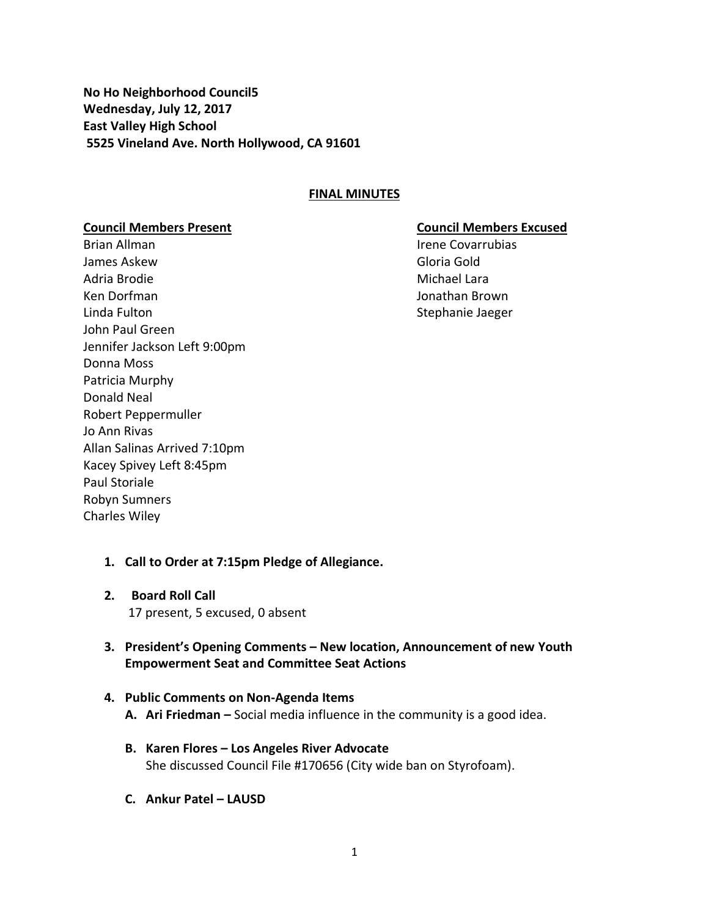**No Ho Neighborhood Council5**
**Wednesday, July 12, 2017**
**East Valley High School**
**5525 Vineland Ave. North Hollywood, CA 91601**

## FINAL MINUTES

**Council Members Present**

Brian Allman
James Askew
Adria Brodie
Ken Dorfman
Linda Fulton
John Paul Green
Jennifer Jackson Left 9:00pm
Donna Moss
Patricia Murphy
Donald Neal
Robert Peppermuller
Jo Ann Rivas
Allan Salinas Arrived 7:10pm
Kacey Spivey Left 8:45pm
Paul Storiale
Robyn Sumners
Charles Wiley

**Council Members Excused**

Irene Covarrubias
Gloria Gold
Michael Lara
Jonathan Brown
Stephanie Jaeger

1. **Call to Order at 7:15pm Pledge of Allegiance.**

2. **Board Roll Call**
   17 present, 5 excused, 0 absent

3. **President's Opening Comments – New location, Announcement of new Youth Empowerment Seat and Committee Seat Actions**

4. **Public Comments on Non-Agenda Items**
   - **A. Ari Friedman –** Social media influence in the community is a good idea.
   - **B. Karen Flores – Los Angeles River Advocate**
     She discussed Council File #170656 (City wide ban on Styrofoam).
   - **C. Ankur Patel – LAUSD**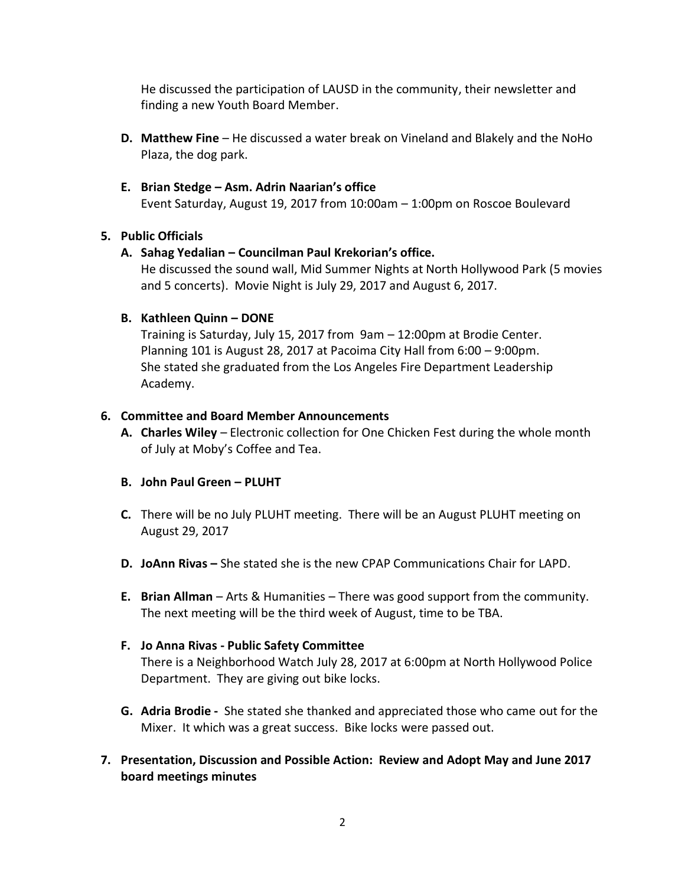He discussed the participation of LAUSD in the community, their newsletter and finding a new Youth Board Member.

- **D. Matthew Fine** – He discussed a water break on Vineland and Blakely and the NoHo Plaza, the dog park.

- **E. Brian Stedge – Asm. Adrin Naarian's office**
  Event Saturday, August 19, 2017 from 10:00am – 1:00pm on Roscoe Boulevard

**5. Public Officials**

- **A. Sahag Yedalian – Councilman Paul Krekorian's office.**
  He discussed the sound wall, Mid Summer Nights at North Hollywood Park (5 movies and 5 concerts). Movie Night is July 29, 2017 and August 6, 2017.

- **B. Kathleen Quinn – DONE**
  Training is Saturday, July 15, 2017 from 9am – 12:00pm at Brodie Center.
  Planning 101 is August 28, 2017 at Pacoima City Hall from 6:00 – 9:00pm.
  She stated she graduated from the Los Angeles Fire Department Leadership Academy.

**6. Committee and Board Member Announcements**

- **A. Charles Wiley** – Electronic collection for One Chicken Fest during the whole month of July at Moby's Coffee and Tea.

- **B. John Paul Green – PLUHT**

- **C.** There will be no July PLUHT meeting. There will be an August PLUHT meeting on August 29, 2017

- **D. JoAnn Rivas –** She stated she is the new CPAP Communications Chair for LAPD.

- **E. Brian Allman** – Arts & Humanities – There was good support from the community. The next meeting will be the third week of August, time to be TBA.

- **F. Jo Anna Rivas - Public Safety Committee**
  There is a Neighborhood Watch July 28, 2017 at 6:00pm at North Hollywood Police Department. They are giving out bike locks.

- **G. Adria Brodie -** She stated she thanked and appreciated those who came out for the Mixer. It which was a great success. Bike locks were passed out.

**7. Presentation, Discussion and Possible Action: Review and Adopt May and June 2017 board meetings minutes**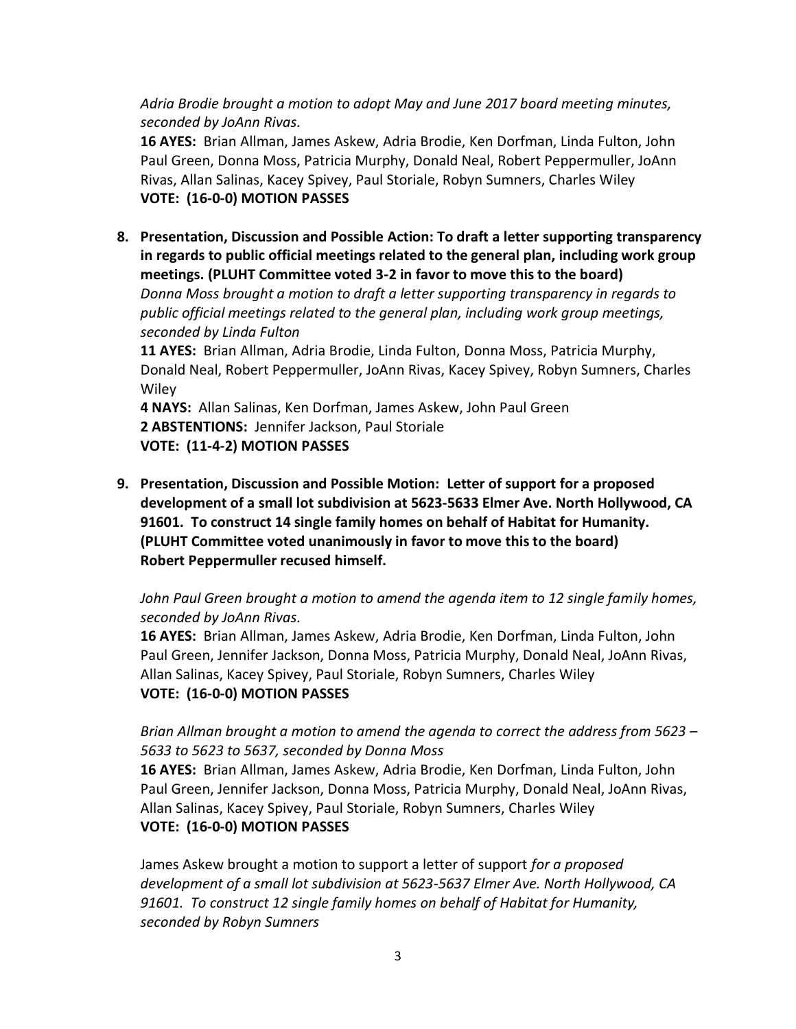*Adria Brodie brought a motion to adopt May and June 2017 board meeting minutes, seconded by JoAnn Rivas.*

**16 AYES:** Brian Allman, James Askew, Adria Brodie, Ken Dorfman, Linda Fulton, John Paul Green, Donna Moss, Patricia Murphy, Donald Neal, Robert Peppermuller, JoAnn Rivas, Allan Salinas, Kacey Spivey, Paul Storiale, Robyn Sumners, Charles Wiley
**VOTE: (16-0-0) MOTION PASSES**

**8. Presentation, Discussion and Possible Action: To draft a letter supporting transparency in regards to public official meetings related to the general plan, including work group meetings. (PLUHT Committee voted 3-2 in favor to move this to the board)**

*Donna Moss brought a motion to draft a letter supporting transparency in regards to public official meetings related to the general plan, including work group meetings, seconded by Linda Fulton*

**11 AYES:** Brian Allman, Adria Brodie, Linda Fulton, Donna Moss, Patricia Murphy, Donald Neal, Robert Peppermuller, JoAnn Rivas, Kacey Spivey, Robyn Sumners, Charles Wiley
**4 NAYS:** Allan Salinas, Ken Dorfman, James Askew, John Paul Green
**2 ABSTENTIONS:** Jennifer Jackson, Paul Storiale
**VOTE: (11-4-2) MOTION PASSES**

**9. Presentation, Discussion and Possible Motion: Letter of support for a proposed development of a small lot subdivision at 5623-5633 Elmer Ave. North Hollywood, CA 91601. To construct 14 single family homes on behalf of Habitat for Humanity. (PLUHT Committee voted unanimously in favor to move this to the board) Robert Peppermuller recused himself.**

*John Paul Green brought a motion to amend the agenda item to 12 single family homes, seconded by JoAnn Rivas.*

**16 AYES:** Brian Allman, James Askew, Adria Brodie, Ken Dorfman, Linda Fulton, John Paul Green, Jennifer Jackson, Donna Moss, Patricia Murphy, Donald Neal, JoAnn Rivas, Allan Salinas, Kacey Spivey, Paul Storiale, Robyn Sumners, Charles Wiley
**VOTE: (16-0-0) MOTION PASSES**

*Brian Allman brought a motion to amend the agenda to correct the address from 5623 – 5633 to 5623 to 5637, seconded by Donna Moss*

**16 AYES:** Brian Allman, James Askew, Adria Brodie, Ken Dorfman, Linda Fulton, John Paul Green, Jennifer Jackson, Donna Moss, Patricia Murphy, Donald Neal, JoAnn Rivas, Allan Salinas, Kacey Spivey, Paul Storiale, Robyn Sumners, Charles Wiley
**VOTE: (16-0-0) MOTION PASSES**

James Askew brought a motion to support a letter of support *for a proposed development of a small lot subdivision at 5623-5637 Elmer Ave. North Hollywood, CA 91601. To construct 12 single family homes on behalf of Habitat for Humanity, seconded by Robyn Sumners*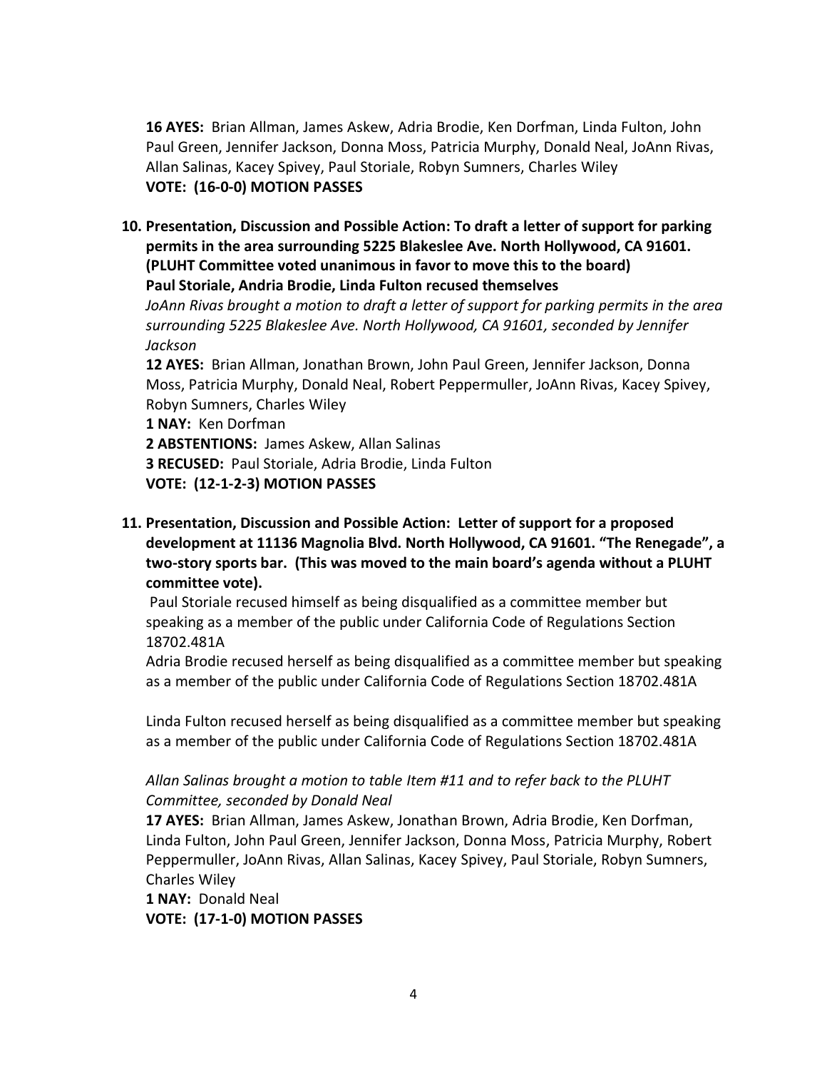**16 AYES:** Brian Allman, James Askew, Adria Brodie, Ken Dorfman, Linda Fulton, John Paul Green, Jennifer Jackson, Donna Moss, Patricia Murphy, Donald Neal, JoAnn Rivas, Allan Salinas, Kacey Spivey, Paul Storiale, Robyn Sumners, Charles Wiley
**VOTE: (16-0-0) MOTION PASSES**

10. **Presentation, Discussion and Possible Action: To draft a letter of support for parking permits in the area surrounding 5225 Blakeslee Ave. North Hollywood, CA 91601. (PLUHT Committee voted unanimous in favor to move this to the board)**
    **Paul Storiale, Andria Brodie, Linda Fulton recused themselves**
    *JoAnn Rivas brought a motion to draft a letter of support for parking permits in the area surrounding 5225 Blakeslee Ave. North Hollywood, CA 91601, seconded by Jennifer Jackson*
    **12 AYES:** Brian Allman, Jonathan Brown, John Paul Green, Jennifer Jackson, Donna Moss, Patricia Murphy, Donald Neal, Robert Peppermuller, JoAnn Rivas, Kacey Spivey, Robyn Sumners, Charles Wiley
    **1 NAY:** Ken Dorfman
    **2 ABSTENTIONS:** James Askew, Allan Salinas
    **3 RECUSED:** Paul Storiale, Adria Brodie, Linda Fulton
    **VOTE: (12-1-2-3) MOTION PASSES**

11. **Presentation, Discussion and Possible Action: Letter of support for a proposed development at 11136 Magnolia Blvd. North Hollywood, CA 91601. "The Renegade", a two-story sports bar. (This was moved to the main board's agenda without a PLUHT committee vote).**
    Paul Storiale recused himself as being disqualified as a committee member but speaking as a member of the public under California Code of Regulations Section 18702.481A
    Adria Brodie recused herself as being disqualified as a committee member but speaking as a member of the public under California Code of Regulations Section 18702.481A

    Linda Fulton recused herself as being disqualified as a committee member but speaking as a member of the public under California Code of Regulations Section 18702.481A

    *Allan Salinas brought a motion to table Item #11 and to refer back to the PLUHT Committee, seconded by Donald Neal*
    **17 AYES:** Brian Allman, James Askew, Jonathan Brown, Adria Brodie, Ken Dorfman, Linda Fulton, John Paul Green, Jennifer Jackson, Donna Moss, Patricia Murphy, Robert Peppermuller, JoAnn Rivas, Allan Salinas, Kacey Spivey, Paul Storiale, Robyn Sumners, Charles Wiley
    **1 NAY:** Donald Neal
    **VOTE: (17-1-0) MOTION PASSES**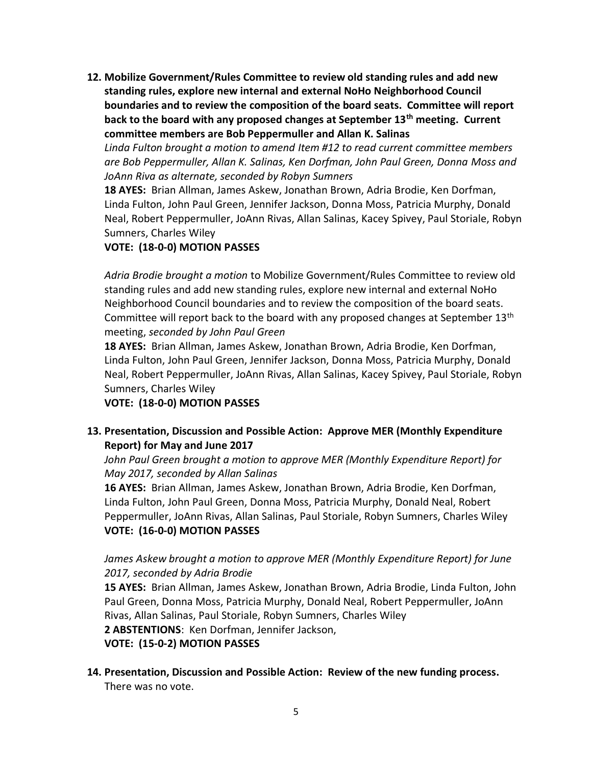**12. Mobilize Government/Rules Committee to review old standing rules and add new standing rules, explore new internal and external NoHo Neighborhood Council boundaries and to review the composition of the board seats. Committee will report back to the board with any proposed changes at September 13th meeting. Current committee members are Bob Peppermuller and Allan K. Salinas**

*Linda Fulton brought a motion to amend Item #12 to read current committee members are Bob Peppermuller, Allan K. Salinas, Ken Dorfman, John Paul Green, Donna Moss and JoAnn Riva as alternate, seconded by Robyn Sumners*

**18 AYES:** Brian Allman, James Askew, Jonathan Brown, Adria Brodie, Ken Dorfman, Linda Fulton, John Paul Green, Jennifer Jackson, Donna Moss, Patricia Murphy, Donald Neal, Robert Peppermuller, JoAnn Rivas, Allan Salinas, Kacey Spivey, Paul Storiale, Robyn Sumners, Charles Wiley

**VOTE: (18-0-0) MOTION PASSES**

*Adria Brodie brought a motion* to Mobilize Government/Rules Committee to review old standing rules and add new standing rules, explore new internal and external NoHo Neighborhood Council boundaries and to review the composition of the board seats. Committee will report back to the board with any proposed changes at September 13th meeting, *seconded by John Paul Green*

**18 AYES:** Brian Allman, James Askew, Jonathan Brown, Adria Brodie, Ken Dorfman, Linda Fulton, John Paul Green, Jennifer Jackson, Donna Moss, Patricia Murphy, Donald Neal, Robert Peppermuller, JoAnn Rivas, Allan Salinas, Kacey Spivey, Paul Storiale, Robyn Sumners, Charles Wiley

**VOTE: (18-0-0) MOTION PASSES**

**13. Presentation, Discussion and Possible Action: Approve MER (Monthly Expenditure Report) for May and June 2017**

*John Paul Green brought a motion to approve MER (Monthly Expenditure Report) for May 2017, seconded by Allan Salinas*

**16 AYES:** Brian Allman, James Askew, Jonathan Brown, Adria Brodie, Ken Dorfman, Linda Fulton, John Paul Green, Donna Moss, Patricia Murphy, Donald Neal, Robert Peppermuller, JoAnn Rivas, Allan Salinas, Paul Storiale, Robyn Sumners, Charles Wiley

**VOTE: (16-0-0) MOTION PASSES**

*James Askew brought a motion to approve MER (Monthly Expenditure Report) for June 2017, seconded by Adria Brodie*

**15 AYES:** Brian Allman, James Askew, Jonathan Brown, Adria Brodie, Linda Fulton, John Paul Green, Donna Moss, Patricia Murphy, Donald Neal, Robert Peppermuller, JoAnn Rivas, Allan Salinas, Paul Storiale, Robyn Sumners, Charles Wiley

**2 ABSTENTIONS**: Ken Dorfman, Jennifer Jackson,

**VOTE: (15-0-2) MOTION PASSES**

**14. Presentation, Discussion and Possible Action: Review of the new funding process.**

There was no vote.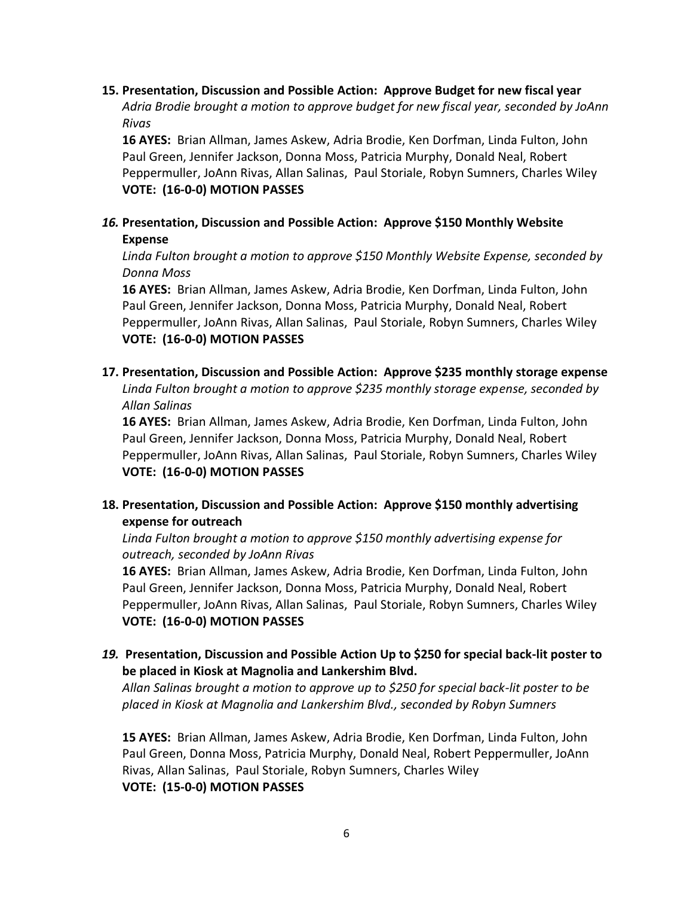15. **Presentation, Discussion and Possible Action: Approve Budget for new fiscal year**
    *Adria Brodie brought a motion to approve budget for new fiscal year, seconded by JoAnn Rivas*
    **16 AYES:** Brian Allman, James Askew, Adria Brodie, Ken Dorfman, Linda Fulton, John Paul Green, Jennifer Jackson, Donna Moss, Patricia Murphy, Donald Neal, Robert Peppermuller, JoAnn Rivas, Allan Salinas, Paul Storiale, Robyn Sumners, Charles Wiley
    **VOTE: (16-0-0) MOTION PASSES**

16. **Presentation, Discussion and Possible Action: Approve $150 Monthly Website Expense**
    *Linda Fulton brought a motion to approve $150 Monthly Website Expense, seconded by Donna Moss*
    **16 AYES:** Brian Allman, James Askew, Adria Brodie, Ken Dorfman, Linda Fulton, John Paul Green, Jennifer Jackson, Donna Moss, Patricia Murphy, Donald Neal, Robert Peppermuller, JoAnn Rivas, Allan Salinas, Paul Storiale, Robyn Sumners, Charles Wiley
    **VOTE: (16-0-0) MOTION PASSES**

17. **Presentation, Discussion and Possible Action: Approve $235 monthly storage expense**
    *Linda Fulton brought a motion to approve $235 monthly storage expense, seconded by Allan Salinas*
    **16 AYES:** Brian Allman, James Askew, Adria Brodie, Ken Dorfman, Linda Fulton, John Paul Green, Jennifer Jackson, Donna Moss, Patricia Murphy, Donald Neal, Robert Peppermuller, JoAnn Rivas, Allan Salinas, Paul Storiale, Robyn Sumners, Charles Wiley
    **VOTE: (16-0-0) MOTION PASSES**

18. **Presentation, Discussion and Possible Action: Approve $150 monthly advertising expense for outreach**
    *Linda Fulton brought a motion to approve $150 monthly advertising expense for outreach, seconded by JoAnn Rivas*
    **16 AYES:** Brian Allman, James Askew, Adria Brodie, Ken Dorfman, Linda Fulton, John Paul Green, Jennifer Jackson, Donna Moss, Patricia Murphy, Donald Neal, Robert Peppermuller, JoAnn Rivas, Allan Salinas, Paul Storiale, Robyn Sumners, Charles Wiley
    **VOTE: (16-0-0) MOTION PASSES**

19. **Presentation, Discussion and Possible Action Up to $250 for special back-lit poster to be placed in Kiosk at Magnolia and Lankershim Blvd.**
    *Allan Salinas brought a motion to approve up to $250 for special back-lit poster to be placed in Kiosk at Magnolia and Lankershim Blvd., seconded by Robyn Sumners*

    **15 AYES:** Brian Allman, James Askew, Adria Brodie, Ken Dorfman, Linda Fulton, John Paul Green, Donna Moss, Patricia Murphy, Donald Neal, Robert Peppermuller, JoAnn Rivas, Allan Salinas, Paul Storiale, Robyn Sumners, Charles Wiley
    **VOTE: (15-0-0) MOTION PASSES**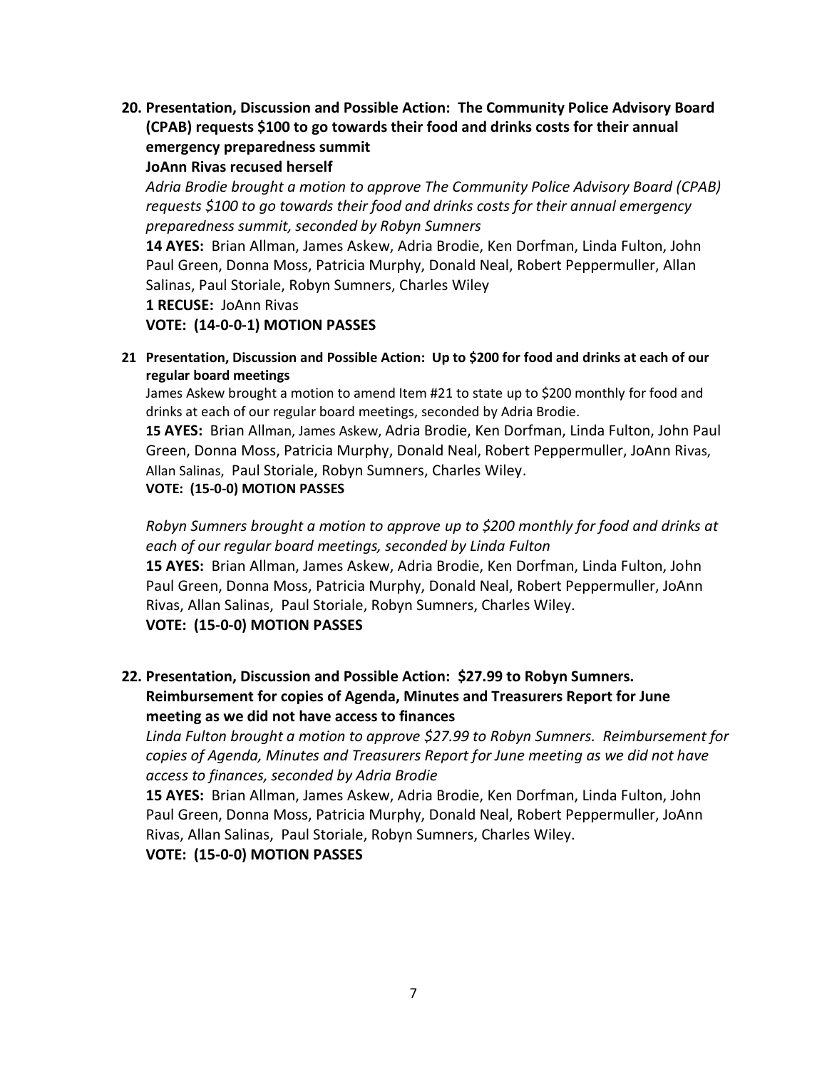**20. Presentation, Discussion and Possible Action: The Community Police Advisory Board (CPAB) requests $100 to go towards their food and drinks costs for their annual emergency preparedness summit**

**JoAnn Rivas recused herself**

*Adria Brodie brought a motion to approve The Community Police Advisory Board (CPAB) requests $100 to go towards their food and drinks costs for their annual emergency preparedness summit, seconded by Robyn Sumners*

**14 AYES:** Brian Allman, James Askew, Adria Brodie, Ken Dorfman, Linda Fulton, John Paul Green, Donna Moss, Patricia Murphy, Donald Neal, Robert Peppermuller, Allan Salinas, Paul Storiale, Robyn Sumners, Charles Wiley

**1 RECUSE:** JoAnn Rivas

**VOTE: (14-0-0-1) MOTION PASSES**

**21 Presentation, Discussion and Possible Action: Up to $200 for food and drinks at each of our regular board meetings**

James Askew brought a motion to amend Item #21 to state up to $200 monthly for food and drinks at each of our regular board meetings, seconded by Adria Brodie.

**15 AYES:** Brian Allman, James Askew, Adria Brodie, Ken Dorfman, Linda Fulton, John Paul Green, Donna Moss, Patricia Murphy, Donald Neal, Robert Peppermuller, JoAnn Rivas, Allan Salinas, Paul Storiale, Robyn Sumners, Charles Wiley.

**VOTE: (15-0-0) MOTION PASSES**

*Robyn Sumners brought a motion to approve up to $200 monthly for food and drinks at each of our regular board meetings, seconded by Linda Fulton*

**15 AYES:** Brian Allman, James Askew, Adria Brodie, Ken Dorfman, Linda Fulton, John Paul Green, Donna Moss, Patricia Murphy, Donald Neal, Robert Peppermuller, JoAnn Rivas, Allan Salinas, Paul Storiale, Robyn Sumners, Charles Wiley.

**VOTE: (15-0-0) MOTION PASSES**

**22. Presentation, Discussion and Possible Action: $27.99 to Robyn Sumners. Reimbursement for copies of Agenda, Minutes and Treasurers Report for June meeting as we did not have access to finances**

*Linda Fulton brought a motion to approve $27.99 to Robyn Sumners. Reimbursement for copies of Agenda, Minutes and Treasurers Report for June meeting as we did not have access to finances, seconded by Adria Brodie*

**15 AYES:** Brian Allman, James Askew, Adria Brodie, Ken Dorfman, Linda Fulton, John Paul Green, Donna Moss, Patricia Murphy, Donald Neal, Robert Peppermuller, JoAnn Rivas, Allan Salinas, Paul Storiale, Robyn Sumners, Charles Wiley.

**VOTE: (15-0-0) MOTION PASSES**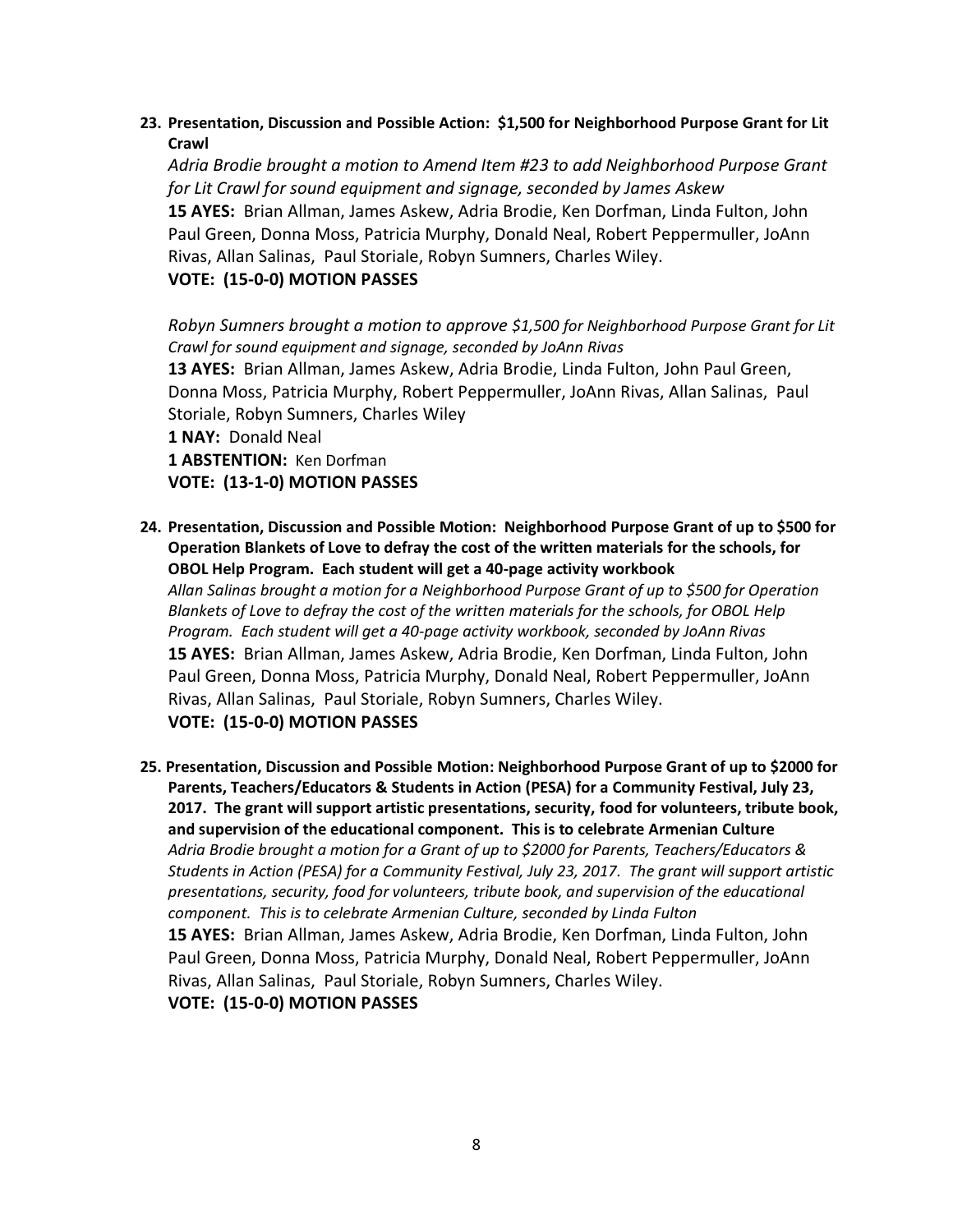**23. Presentation, Discussion and Possible Action: $1,500 for Neighborhood Purpose Grant for Lit Crawl**

*Adria Brodie brought a motion to Amend Item #23 to add Neighborhood Purpose Grant for Lit Crawl for sound equipment and signage, seconded by James Askew*

**15 AYES:** Brian Allman, James Askew, Adria Brodie, Ken Dorfman, Linda Fulton, John Paul Green, Donna Moss, Patricia Murphy, Donald Neal, Robert Peppermuller, JoAnn Rivas, Allan Salinas, Paul Storiale, Robyn Sumners, Charles Wiley.

**VOTE: (15-0-0) MOTION PASSES**

*Robyn Sumners brought a motion to approve $1,500 for Neighborhood Purpose Grant for Lit Crawl for sound equipment and signage, seconded by JoAnn Rivas*

**13 AYES:** Brian Allman, James Askew, Adria Brodie, Linda Fulton, John Paul Green, Donna Moss, Patricia Murphy, Robert Peppermuller, JoAnn Rivas, Allan Salinas, Paul Storiale, Robyn Sumners, Charles Wiley

**1 NAY:** Donald Neal

**1 ABSTENTION:** Ken Dorfman

**VOTE: (13-1-0) MOTION PASSES**

**24. Presentation, Discussion and Possible Motion: Neighborhood Purpose Grant of up to $500 for Operation Blankets of Love to defray the cost of the written materials for the schools, for OBOL Help Program. Each student will get a 40-page activity workbook**

*Allan Salinas brought a motion for a Neighborhood Purpose Grant of up to $500 for Operation Blankets of Love to defray the cost of the written materials for the schools, for OBOL Help Program. Each student will get a 40-page activity workbook, seconded by JoAnn Rivas*

**15 AYES:** Brian Allman, James Askew, Adria Brodie, Ken Dorfman, Linda Fulton, John Paul Green, Donna Moss, Patricia Murphy, Donald Neal, Robert Peppermuller, JoAnn Rivas, Allan Salinas, Paul Storiale, Robyn Sumners, Charles Wiley.

**VOTE: (15-0-0) MOTION PASSES**

**25. Presentation, Discussion and Possible Motion: Neighborhood Purpose Grant of up to $2000 for Parents, Teachers/Educators & Students in Action (PESA) for a Community Festival, July 23, 2017. The grant will support artistic presentations, security, food for volunteers, tribute book, and supervision of the educational component. This is to celebrate Armenian Culture**

*Adria Brodie brought a motion for a Grant of up to $2000 for Parents, Teachers/Educators & Students in Action (PESA) for a Community Festival, July 23, 2017. The grant will support artistic presentations, security, food for volunteers, tribute book, and supervision of the educational component. This is to celebrate Armenian Culture, seconded by Linda Fulton*

**15 AYES:** Brian Allman, James Askew, Adria Brodie, Ken Dorfman, Linda Fulton, John Paul Green, Donna Moss, Patricia Murphy, Donald Neal, Robert Peppermuller, JoAnn Rivas, Allan Salinas, Paul Storiale, Robyn Sumners, Charles Wiley.

**VOTE: (15-0-0) MOTION PASSES**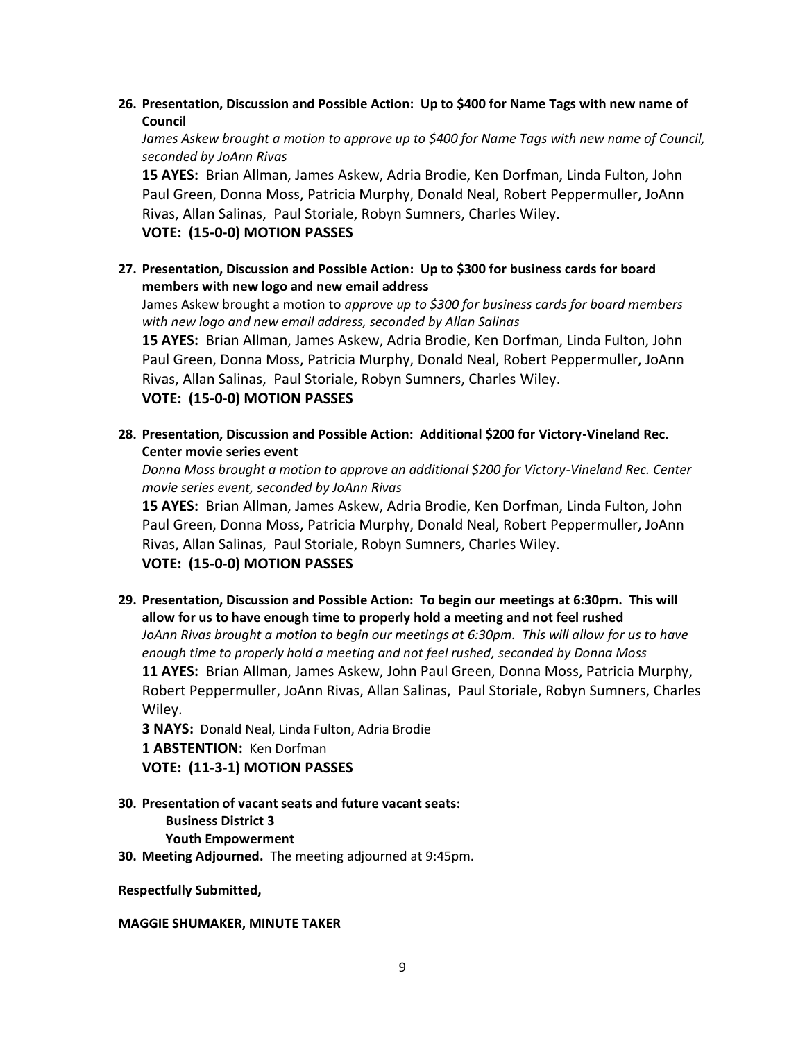**26. Presentation, Discussion and Possible Action: Up to $400 for Name Tags with new name of Council**

*James Askew brought a motion to approve up to $400 for Name Tags with new name of Council, seconded by JoAnn Rivas*

**15 AYES:** Brian Allman, James Askew, Adria Brodie, Ken Dorfman, Linda Fulton, John Paul Green, Donna Moss, Patricia Murphy, Donald Neal, Robert Peppermuller, JoAnn Rivas, Allan Salinas, Paul Storiale, Robyn Sumners, Charles Wiley.

**VOTE: (15-0-0) MOTION PASSES**

**27. Presentation, Discussion and Possible Action: Up to $300 for business cards for board members with new logo and new email address**

James Askew brought a motion to *approve up to $300 for business cards for board members with new logo and new email address, seconded by Allan Salinas*

**15 AYES:** Brian Allman, James Askew, Adria Brodie, Ken Dorfman, Linda Fulton, John Paul Green, Donna Moss, Patricia Murphy, Donald Neal, Robert Peppermuller, JoAnn Rivas, Allan Salinas, Paul Storiale, Robyn Sumners, Charles Wiley.

**VOTE: (15-0-0) MOTION PASSES**

**28. Presentation, Discussion and Possible Action: Additional $200 for Victory-Vineland Rec. Center movie series event**

*Donna Moss brought a motion to approve an additional $200 for Victory-Vineland Rec. Center movie series event, seconded by JoAnn Rivas*

**15 AYES:** Brian Allman, James Askew, Adria Brodie, Ken Dorfman, Linda Fulton, John Paul Green, Donna Moss, Patricia Murphy, Donald Neal, Robert Peppermuller, JoAnn Rivas, Allan Salinas, Paul Storiale, Robyn Sumners, Charles Wiley.

**VOTE: (15-0-0) MOTION PASSES**

**29. Presentation, Discussion and Possible Action: To begin our meetings at 6:30pm. This will allow for us to have enough time to properly hold a meeting and not feel rushed**

*JoAnn Rivas brought a motion to begin our meetings at 6:30pm. This will allow for us to have enough time to properly hold a meeting and not feel rushed, seconded by Donna Moss*

**11 AYES:** Brian Allman, James Askew, John Paul Green, Donna Moss, Patricia Murphy, Robert Peppermuller, JoAnn Rivas, Allan Salinas, Paul Storiale, Robyn Sumners, Charles Wiley.

**3 NAYS:** Donald Neal, Linda Fulton, Adria Brodie

**1 ABSTENTION:** Ken Dorfman

**VOTE: (11-3-1) MOTION PASSES**

**30. Presentation of vacant seats and future vacant seats:**

**Business District 3**

**Youth Empowerment**

**30. Meeting Adjourned.** The meeting adjourned at 9:45pm.

**Respectfully Submitted,**

**MAGGIE SHUMAKER, MINUTE TAKER**